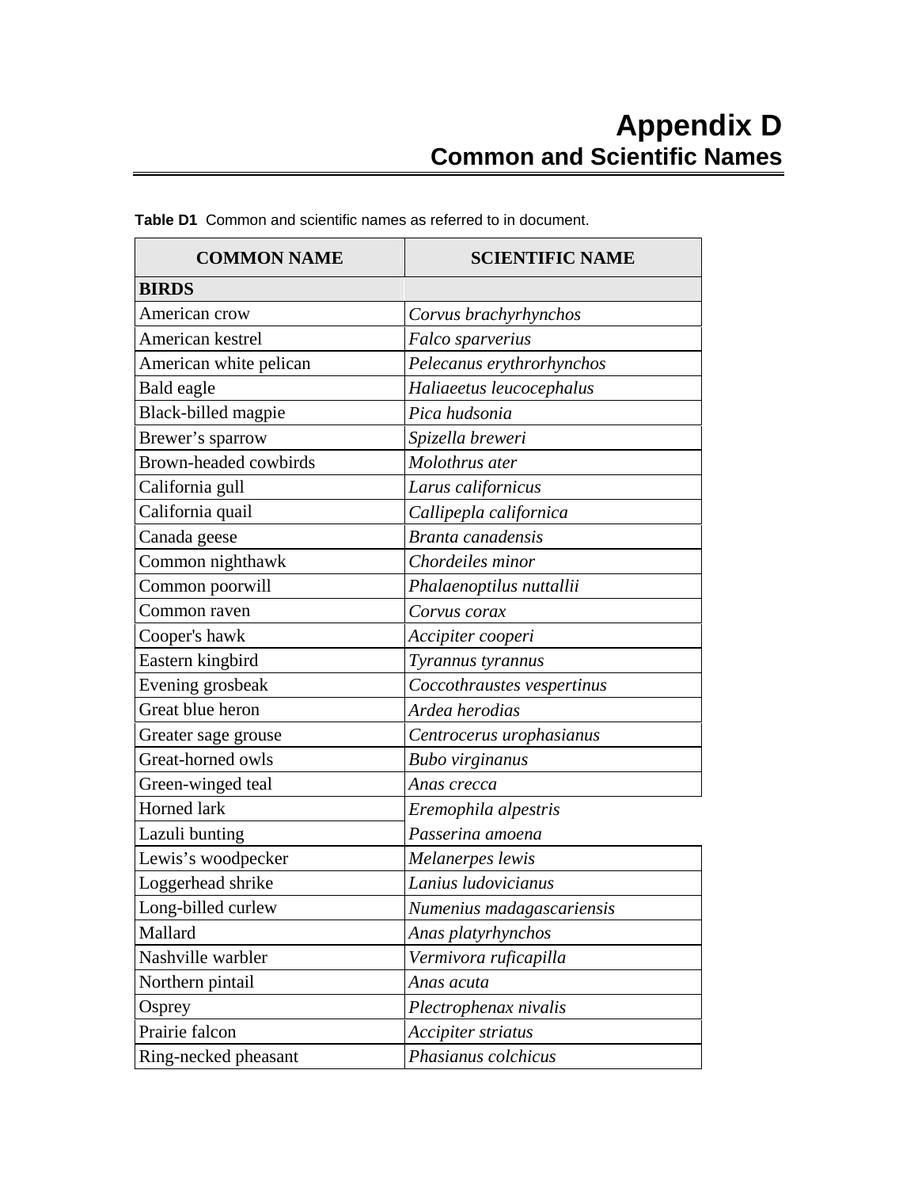# Appendix D
## Common and Scientific Names

**Table D1** Common and scientific names as referred to in document.

| COMMON NAME | SCIENTIFIC NAME |
|---|---|
| **BIRDS** | |
| American crow | *Corvus brachyrhynchos* |
| American kestrel | *Falco sparverius* |
| American white pelican | *Pelecanus erythrorhynchos* |
| Bald eagle | *Haliaeetus leucocephalus* |
| Black-billed magpie | *Pica hudsonia* |
| Brewer's sparrow | *Spizella breweri* |
| Brown-headed cowbirds | *Molothrus ater* |
| California gull | *Larus californicus* |
| California quail | *Callipepla californica* |
| Canada geese | *Branta canadensis* |
| Common nighthawk | *Chordeiles minor* |
| Common poorwill | *Phalaenoptilus nuttallii* |
| Common raven | *Corvus corax* |
| Cooper's hawk | *Accipiter cooperi* |
| Eastern kingbird | *Tyrannus tyrannus* |
| Evening grosbeak | *Coccothraustes vespertinus* |
| Great blue heron | *Ardea herodias* |
| Greater sage grouse | *Centrocerus urophasianus* |
| Great-horned owls | *Bubo virginanus* |
| Green-winged teal | *Anas crecca* |
| Horned lark | *Eremophila alpestris* |
| Lazuli bunting | *Passerina amoena* |
| Lewis's woodpecker | *Melanerpes lewis* |
| Loggerhead shrike | *Lanius ludovicianus* |
| Long-billed curlew | *Numenius madagascariensis* |
| Mallard | *Anas platyrhynchos* |
| Nashville warbler | *Vermivora ruficapilla* |
| Northern pintail | *Anas acuta* |
| Osprey | *Plectrophenax nivalis* |
| Prairie falcon | *Accipiter striatus* |
| Ring-necked pheasant | *Phasianus colchicus* |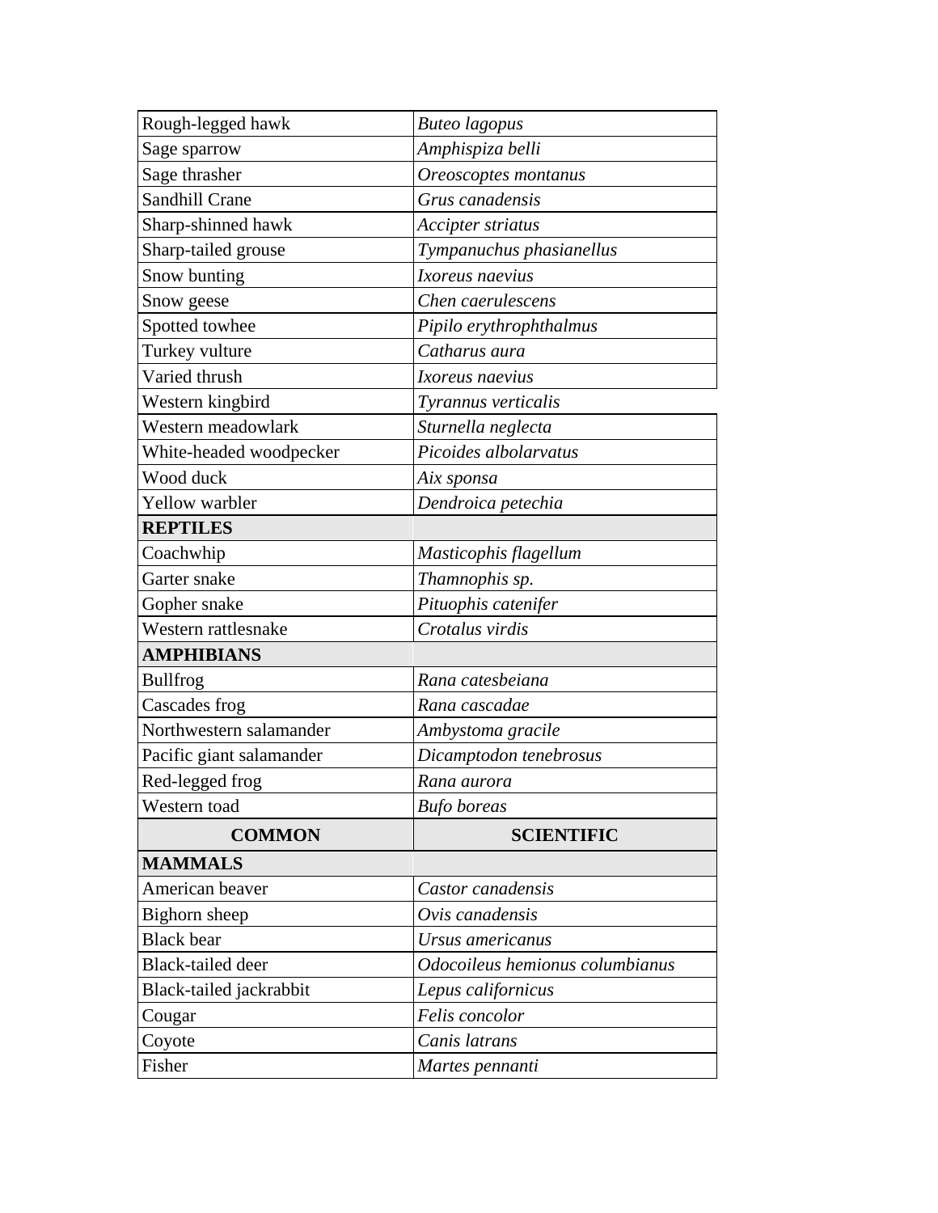| | |
|---|---|
| Rough-legged hawk | *Buteo lagopus* |
| Sage sparrow | *Amphispiza belli* |
| Sage thrasher | *Oreoscoptes montanus* |
| Sandhill Crane | *Grus canadensis* |
| Sharp-shinned hawk | *Accipter striatus* |
| Sharp-tailed grouse | *Tympanuchus phasianellus* |
| Snow bunting | *Ixoreus naevius* |
| Snow geese | *Chen caerulescens* |
| Spotted towhee | *Pipilo erythrophthalmus* |
| Turkey vulture | *Catharus aura* |
| Varied thrush | *Ixoreus naevius* |
| Western kingbird | *Tyrannus verticalis* |
| Western meadowlark | *Sturnella neglecta* |
| White-headed woodpecker | *Picoides albolarvatus* |
| Wood duck | *Aix sponsa* |
| Yellow warbler | *Dendroica petechia* |
| **REPTILES** | |
| Coachwhip | *Masticophis flagellum* |
| Garter snake | *Thamnophis sp.* |
| Gopher snake | *Pituophis catenifer* |
| Western rattlesnake | *Crotalus virdis* |
| **AMPHIBIANS** | |
| Bullfrog | *Rana catesbeiana* |
| Cascades frog | *Rana cascadae* |
| Northwestern salamander | *Ambystoma gracile* |
| Pacific giant salamander | *Dicamptodon tenebrosus* |
| Red-legged frog | *Rana aurora* |
| Western toad | *Bufo boreas* |

| COMMON | SCIENTIFIC |
|---|---|
| **MAMMALS** | |
| American beaver | *Castor canadensis* |
| Bighorn sheep | *Ovis canadensis* |
| Black bear | *Ursus americanus* |
| Black-tailed deer | *Odocoileus hemionus columbianus* |
| Black-tailed jackrabbit | *Lepus californicus* |
| Cougar | *Felis concolor* |
| Coyote | *Canis latrans* |
| Fisher | *Martes pennanti* |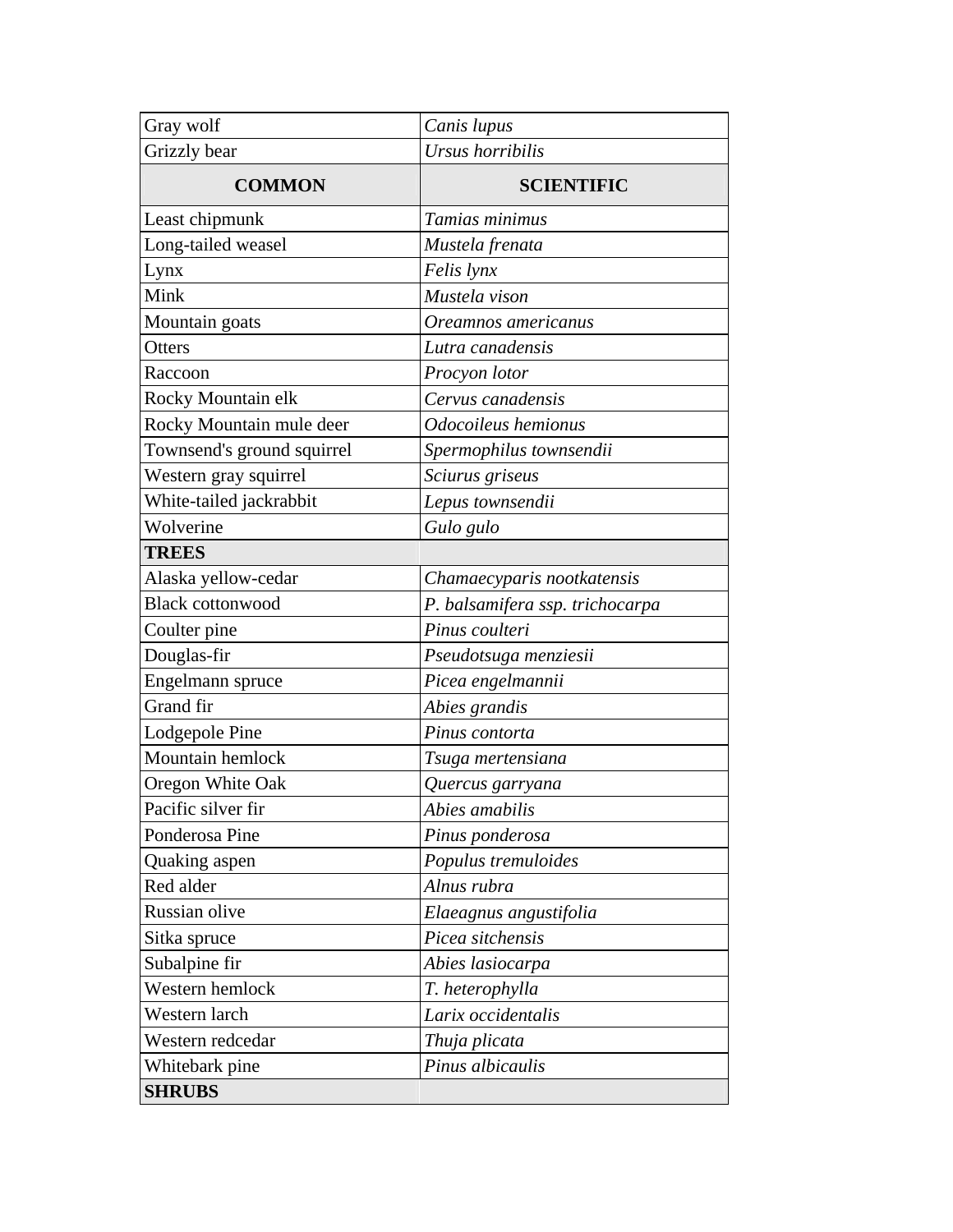| Gray wolf | *Canis lupus* |
|---|---|
| Grizzly bear | *Ursus horribilis* |
| **COMMON** | **SCIENTIFIC** |
| Least chipmunk | *Tamias minimus* |
| Long-tailed weasel | *Mustela frenata* |
| Lynx | *Felis lynx* |
| Mink | *Mustela vison* |
| Mountain goats | *Oreamnos americanus* |
| Otters | *Lutra canadensis* |
| Raccoon | *Procyon lotor* |
| Rocky Mountain elk | *Cervus canadensis* |
| Rocky Mountain mule deer | *Odocoileus hemionus* |
| Townsend's ground squirrel | *Spermophilus townsendii* |
| Western gray squirrel | *Sciurus griseus* |
| White-tailed jackrabbit | *Lepus townsendii* |
| Wolverine | *Gulo gulo* |
| **TREES** | |
| Alaska yellow-cedar | *Chamaecyparis nootkatensis* |
| Black cottonwood | *P. balsamifera ssp. trichocarpa* |
| Coulter pine | *Pinus coulteri* |
| Douglas-fir | *Pseudotsuga menziesii* |
| Engelmann spruce | *Picea engelmannii* |
| Grand fir | *Abies grandis* |
| Lodgepole Pine | *Pinus contorta* |
| Mountain hemlock | *Tsuga mertensiana* |
| Oregon White Oak | *Quercus garryana* |
| Pacific silver fir | *Abies amabilis* |
| Ponderosa Pine | *Pinus ponderosa* |
| Quaking aspen | *Populus tremuloides* |
| Red alder | *Alnus rubra* |
| Russian olive | *Elaeagnus angustifolia* |
| Sitka spruce | *Picea sitchensis* |
| Subalpine fir | *Abies lasiocarpa* |
| Western hemlock | *T. heterophylla* |
| Western larch | *Larix occidentalis* |
| Western redcedar | *Thuja plicata* |
| Whitebark pine | *Pinus albicaulis* |
| **SHRUBS** | |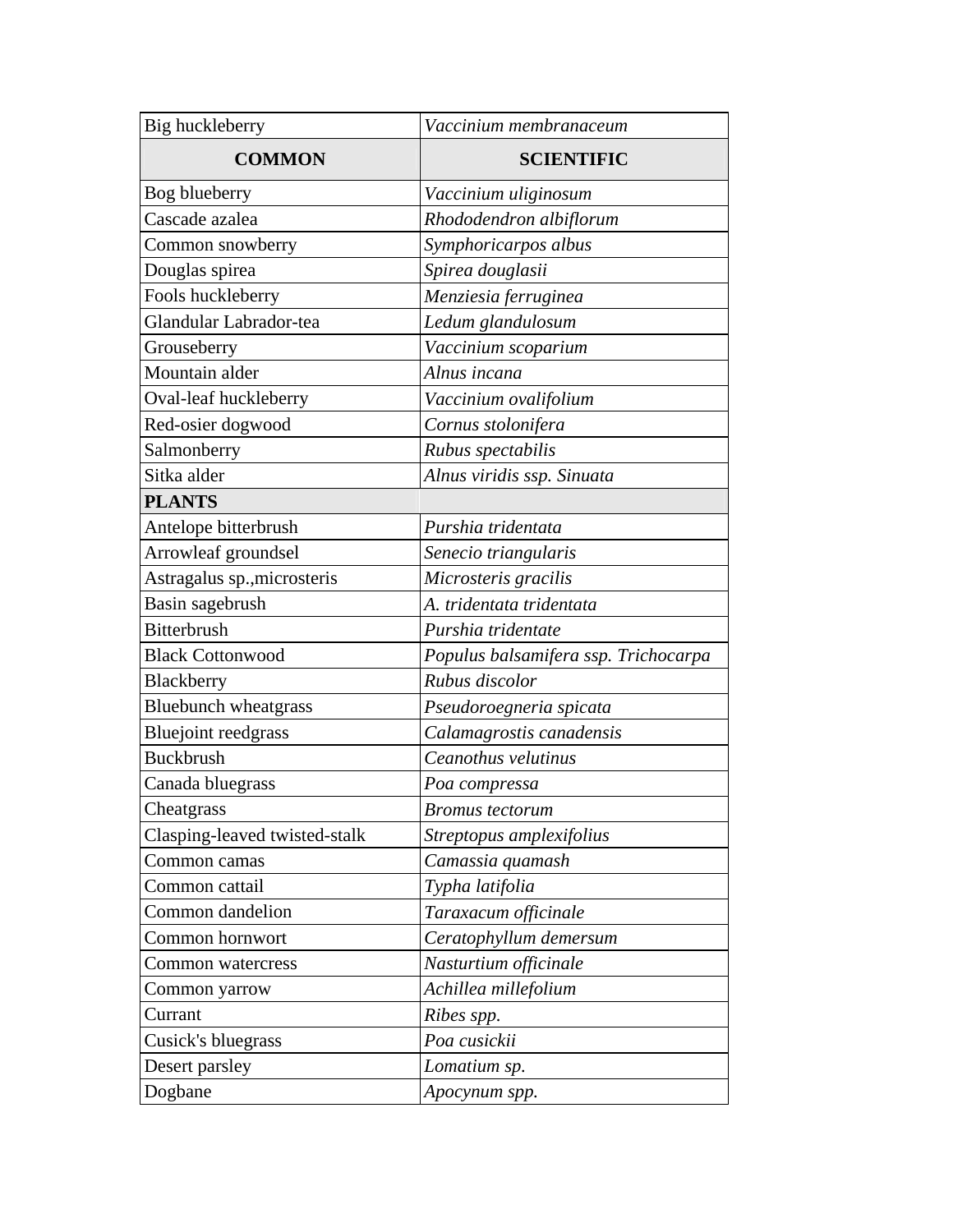| Big huckleberry | *Vaccinium membranaceum* |
|---|---|
| **COMMON** | **SCIENTIFIC** |
| Bog blueberry | *Vaccinium uliginosum* |
| Cascade azalea | *Rhododendron albiflorum* |
| Common snowberry | *Symphoricarpos albus* |
| Douglas spirea | *Spirea douglasii* |
| Fools huckleberry | *Menziesia ferruginea* |
| Glandular Labrador-tea | *Ledum glandulosum* |
| Grouseberry | *Vaccinium scoparium* |
| Mountain alder | *Alnus incana* |
| Oval-leaf huckleberry | *Vaccinium ovalifolium* |
| Red-osier dogwood | *Cornus stolonifera* |
| Salmonberry | *Rubus spectabilis* |
| Sitka alder | *Alnus viridis ssp. Sinuata* |
| **PLANTS** | |
| Antelope bitterbrush | *Purshia tridentata* |
| Arrowleaf groundsel | *Senecio triangularis* |
| Astragalus sp.,microsteris | *Microsteris gracilis* |
| Basin sagebrush | *A. tridentata tridentata* |
| Bitterbrush | *Purshia tridentate* |
| Black Cottonwood | *Populus balsamifera ssp. Trichocarpa* |
| Blackberry | *Rubus discolor* |
| Bluebunch wheatgrass | *Pseudoroegneria spicata* |
| Bluejoint reedgrass | *Calamagrostis canadensis* |
| Buckbrush | *Ceanothus velutinus* |
| Canada bluegrass | *Poa compressa* |
| Cheatgrass | *Bromus tectorum* |
| Clasping-leaved twisted-stalk | *Streptopus amplexifolius* |
| Common camas | *Camassia quamash* |
| Common cattail | *Typha latifolia* |
| Common dandelion | *Taraxacum officinale* |
| Common hornwort | *Ceratophyllum demersum* |
| Common watercress | *Nasturtium officinale* |
| Common yarrow | *Achillea millefolium* |
| Currant | *Ribes spp.* |
| Cusick's bluegrass | *Poa cusickii* |
| Desert parsley | *Lomatium sp.* |
| Dogbane | *Apocynum spp.* |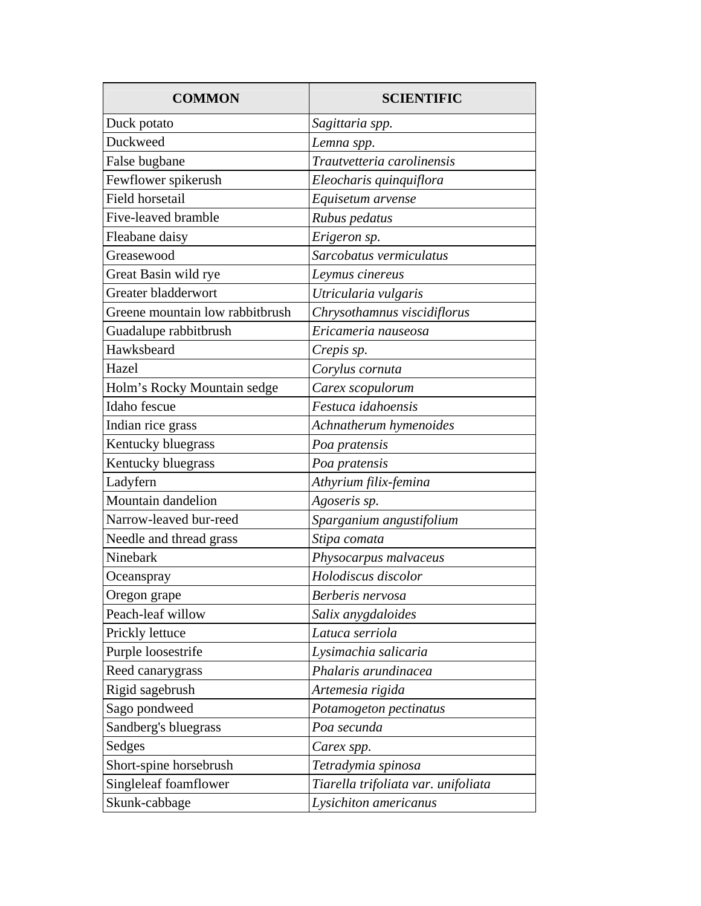| COMMON | SCIENTIFIC |
| --- | --- |
| Duck potato | *Sagittaria spp.* |
| Duckweed | *Lemna spp.* |
| False bugbane | *Trautvetteria carolinensis* |
| Fewflower spikerush | *Eleocharis quinquiflora* |
| Field horsetail | *Equisetum arvense* |
| Five-leaved bramble | *Rubus pedatus* |
| Fleabane daisy | *Erigeron sp.* |
| Greasewood | *Sarcobatus vermiculatus* |
| Great Basin wild rye | *Leymus cinereus* |
| Greater bladderwort | *Utricularia vulgaris* |
| Greene mountain low rabbitbrush | *Chrysothamnus viscidiflorus* |
| Guadalupe rabbitbrush | *Ericameria nauseosa* |
| Hawksbeard | *Crepis sp.* |
| Hazel | *Corylus cornuta* |
| Holm's Rocky Mountain sedge | *Carex scopulorum* |
| Idaho fescue | *Festuca idahoensis* |
| Indian rice grass | *Achnatherum hymenoides* |
| Kentucky bluegrass | *Poa pratensis* |
| Kentucky bluegrass | *Poa pratensis* |
| Ladyfern | *Athyrium filix-femina* |
| Mountain dandelion | *Agoseris sp.* |
| Narrow-leaved bur-reed | *Sparganium angustifolium* |
| Needle and thread grass | *Stipa comata* |
| Ninebark | *Physocarpus malvaceus* |
| Oceanspray | *Holodiscus discolor* |
| Oregon grape | *Berberis nervosa* |
| Peach-leaf willow | *Salix anygdaloides* |
| Prickly lettuce | *Latuca serriola* |
| Purple loosestrife | *Lysimachia salicaria* |
| Reed canarygrass | *Phalaris arundinacea* |
| Rigid sagebrush | *Artemesia rigida* |
| Sago pondweed | *Potamogeton pectinatus* |
| Sandberg's bluegrass | *Poa secunda* |
| Sedges | *Carex spp.* |
| Short-spine horsebrush | *Tetradymia spinosa* |
| Singleleaf foamflower | *Tiarella trifoliata var. unifoliata* |
| Skunk-cabbage | *Lysichiton americanus* |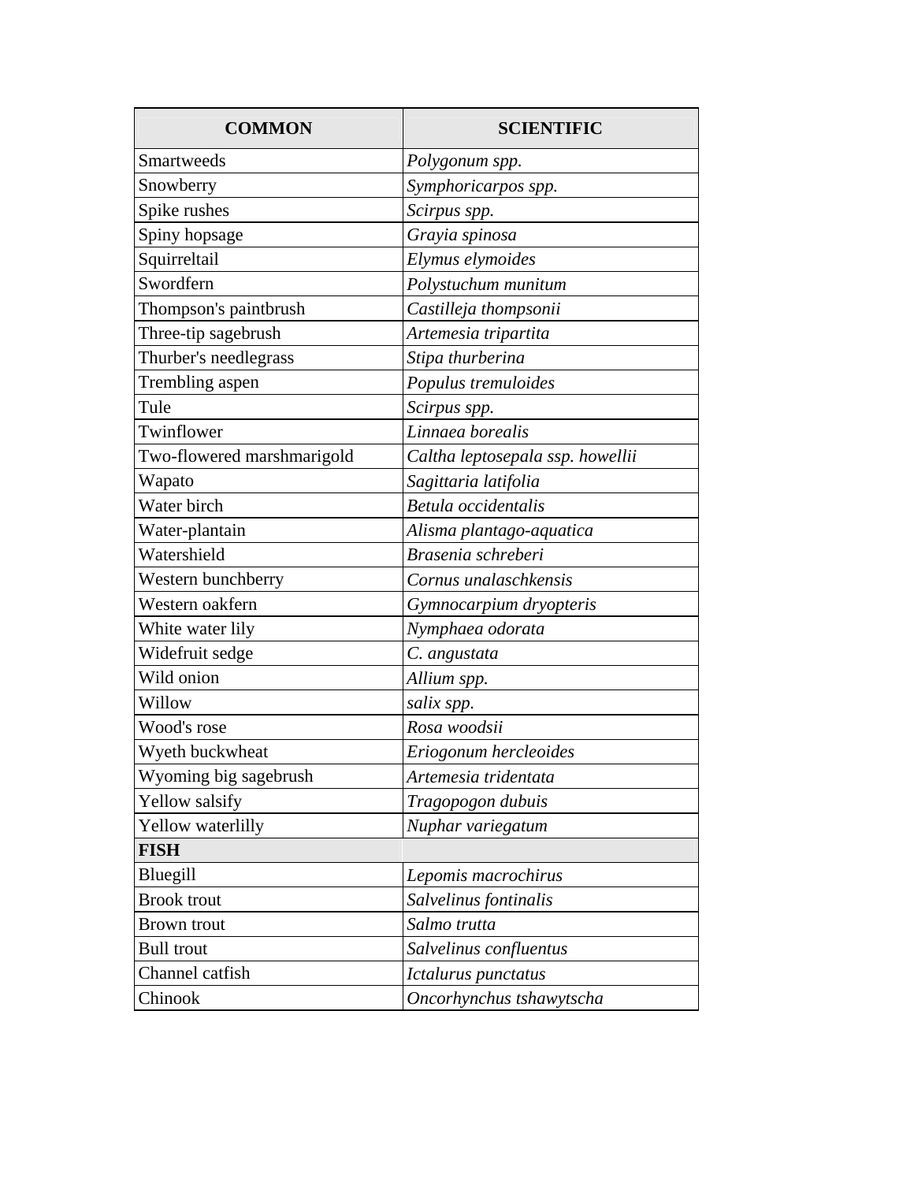| COMMON | SCIENTIFIC |
| --- | --- |
| Smartweeds | *Polygonum spp.* |
| Snowberry | *Symphoricarpos spp.* |
| Spike rushes | *Scirpus spp.* |
| Spiny hopsage | *Grayia spinosa* |
| Squirreltail | *Elymus elymoides* |
| Swordfern | *Polystuchum munitum* |
| Thompson's paintbrush | *Castilleja thompsonii* |
| Three-tip sagebrush | *Artemesia tripartita* |
| Thurber's needlegrass | *Stipa thurberina* |
| Trembling aspen | *Populus tremuloides* |
| Tule | *Scirpus spp.* |
| Twinflower | *Linnaea borealis* |
| Two-flowered marshmarigold | *Caltha leptosepala ssp. howellii* |
| Wapato | *Sagittaria latifolia* |
| Water birch | *Betula occidentalis* |
| Water-plantain | *Alisma plantago-aquatica* |
| Watershield | *Brasenia schreberi* |
| Western bunchberry | *Cornus unalaschkensis* |
| Western oakfern | *Gymnocarpium dryopteris* |
| White water lily | *Nymphaea odorata* |
| Widefruit sedge | *C. angustata* |
| Wild onion | *Allium spp.* |
| Willow | *salix spp.* |
| Wood's rose | *Rosa woodsii* |
| Wyeth buckwheat | *Eriogonum hercleoides* |
| Wyoming big sagebrush | *Artemesia tridentata* |
| Yellow salsify | *Tragopogon dubuis* |
| Yellow waterlilly | *Nuphar variegatum* |
| **FISH** | |
| Bluegill | *Lepomis macrochirus* |
| Brook trout | *Salvelinus fontinalis* |
| Brown trout | *Salmo trutta* |
| Bull trout | *Salvelinus confluentus* |
| Channel catfish | *Ictalurus punctatus* |
| Chinook | *Oncorhynchus tshawytscha* |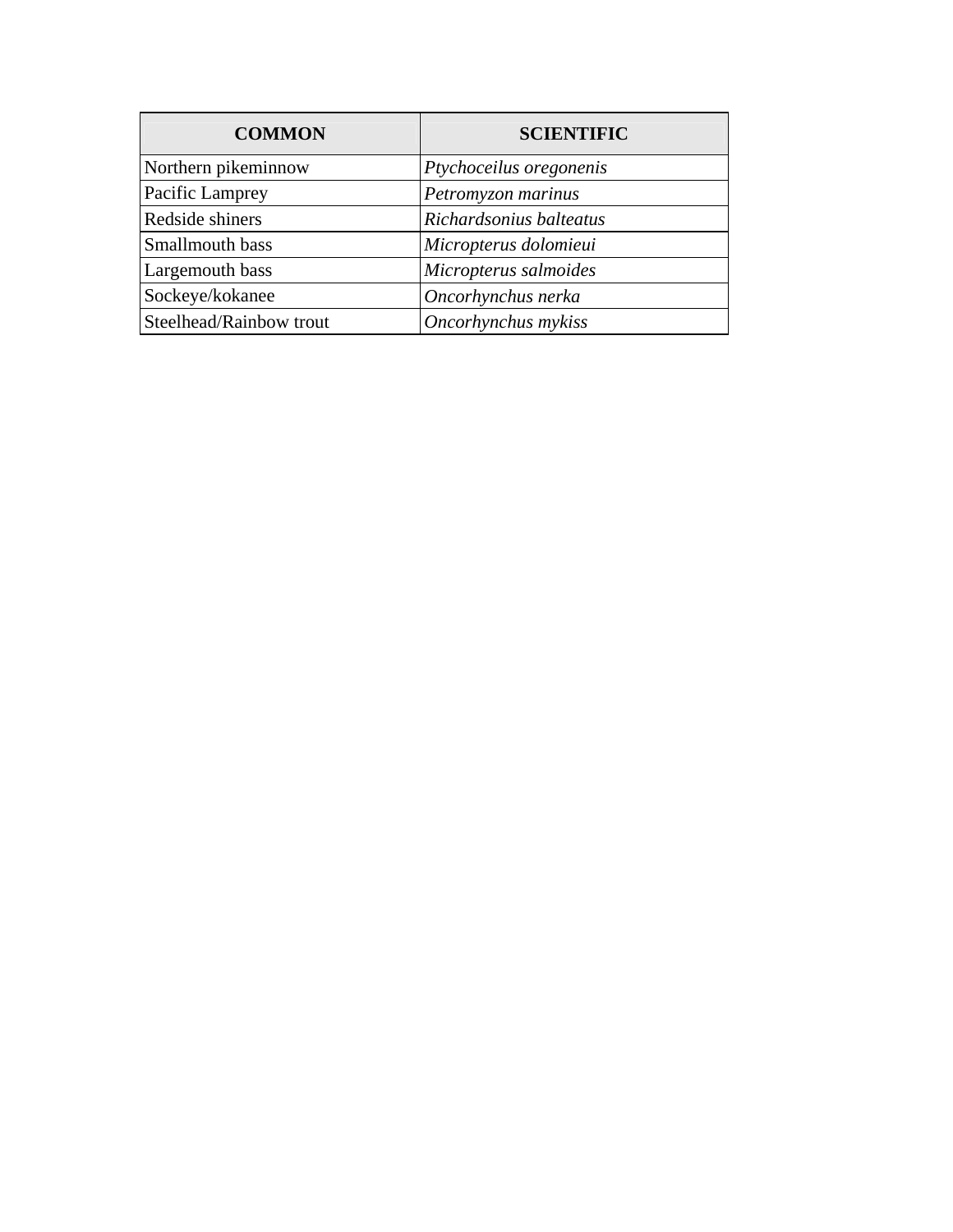| COMMON | SCIENTIFIC |
|---|---|
| Northern pikeminnow | *Ptychoceilus oregonenis* |
| Pacific Lamprey | *Petromyzon marinus* |
| Redside shiners | *Richardsonius balteatus* |
| Smallmouth bass | *Micropterus dolomieui* |
| Largemouth bass | *Micropterus salmoides* |
| Sockeye/kokanee | *Oncorhynchus nerka* |
| Steelhead/Rainbow trout | *Oncorhynchus mykiss* |